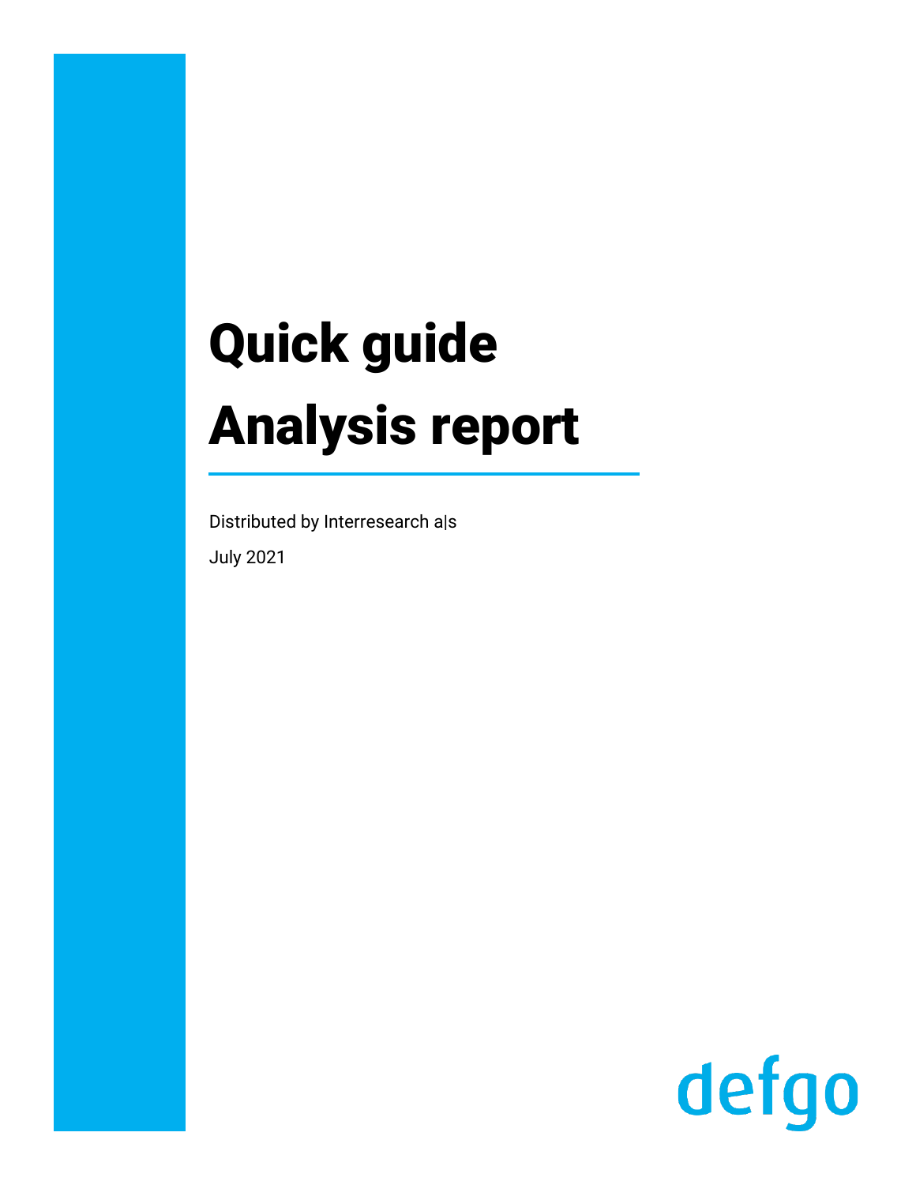# Quick guide
# Analysis report

Distributed by Interresearch a|s

July 2021

defgo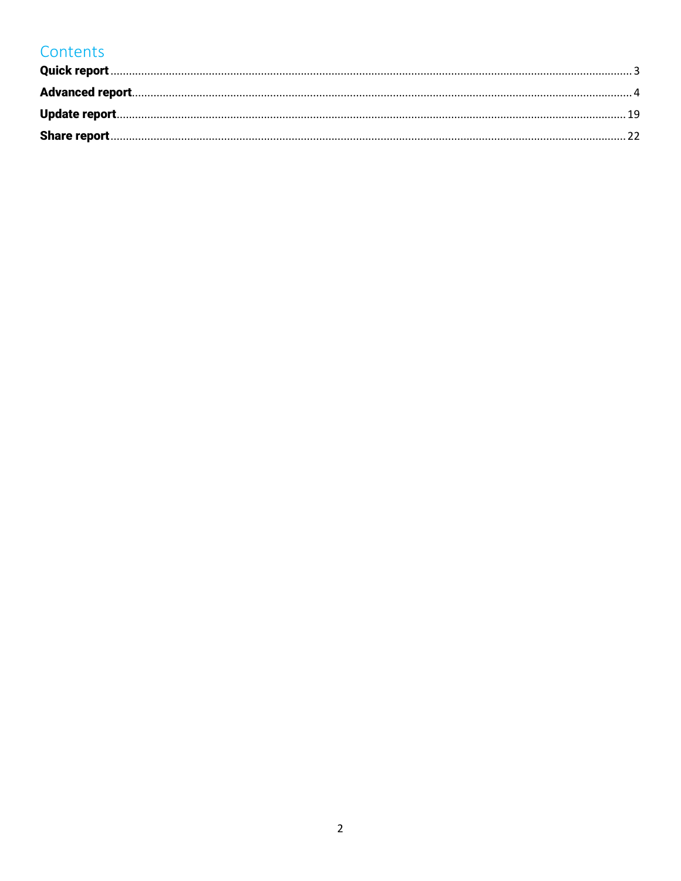# Contents

**Quick report** ........................................ 3

**Advanced report** ........................................ 4

**Update report** ........................................ 19

**Share report** ........................................ 22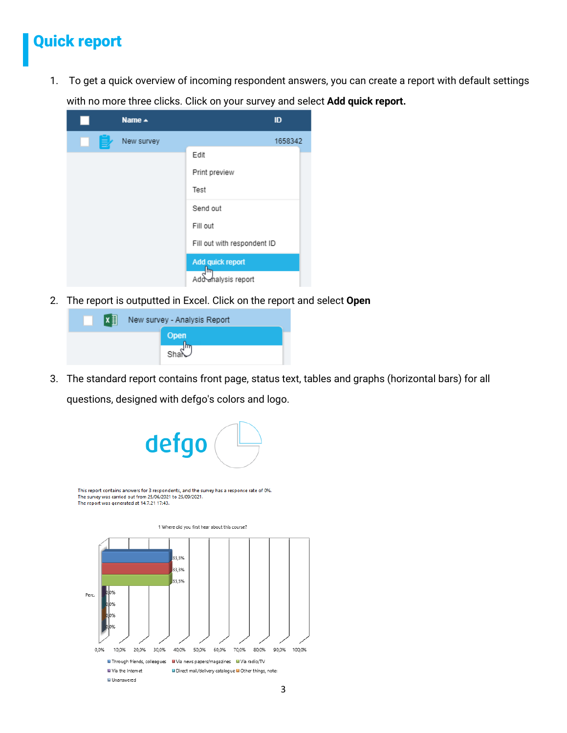# Quick report

1. To get a quick overview of incoming respondent answers, you can create a report with default settings with no more three clicks. Click on your survey and select **Add quick report.**

2. The report is outputted in Excel. Click on the report and select **Open**

3. The standard report contains front page, status text, tables and graphs (horizontal bars) for all questions, designed with defgo's colors and logo.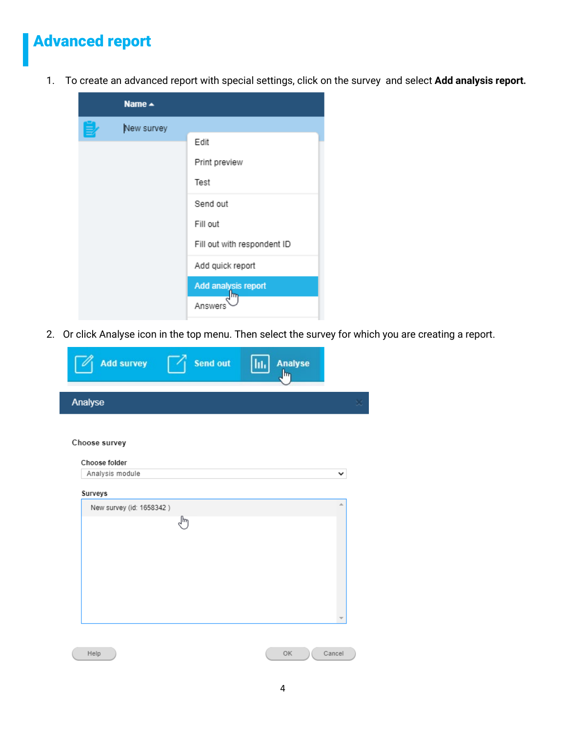# Advanced report

1. To create an advanced report with special settings, click on the survey and select **Add analysis report.**

2. Or click Analyse icon in the top menu. Then select the survey for which you are creating a report.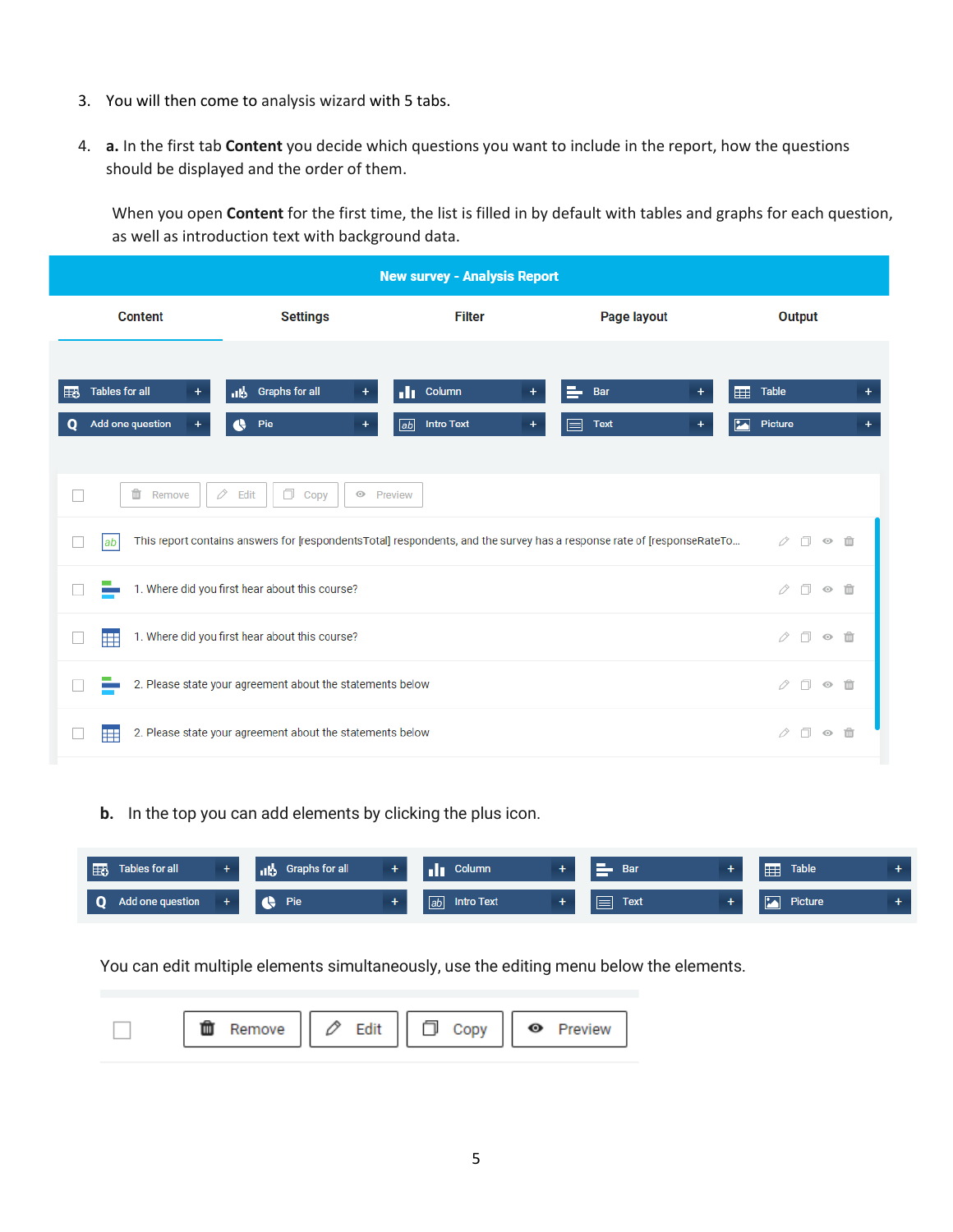3. You will then come to analysis wizard with 5 tabs.

4. **a.** In the first tab **Content** you decide which questions you want to include in the report, how the questions should be displayed and the order of them.

   When you open **Content** for the first time, the list is filled in by default with tables and graphs for each question, as well as introduction text with background data.

   **b.** In the top you can add elements by clicking the plus icon.

   You can edit multiple elements simultaneously, use the editing menu below the elements.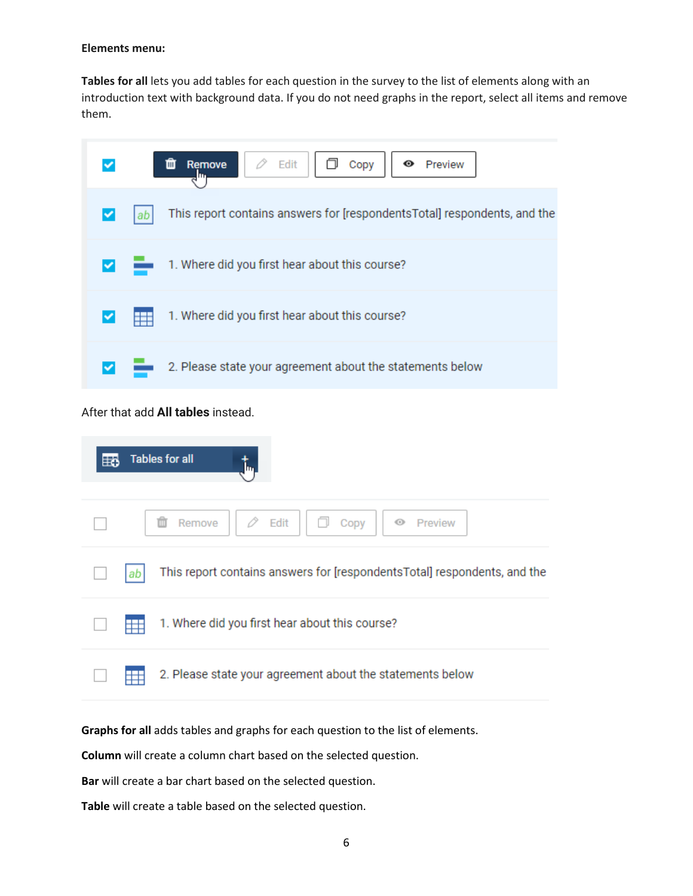**Elements menu:**

**Tables for all** lets you add tables for each question in the survey to the list of elements along with an introduction text with background data. If you do not need graphs in the report, select all items and remove them.

After that add **All tables** instead.

**Graphs for all** adds tables and graphs for each question to the list of elements.

**Column** will create a column chart based on the selected question.

**Bar** will create a bar chart based on the selected question.

**Table** will create a table based on the selected question.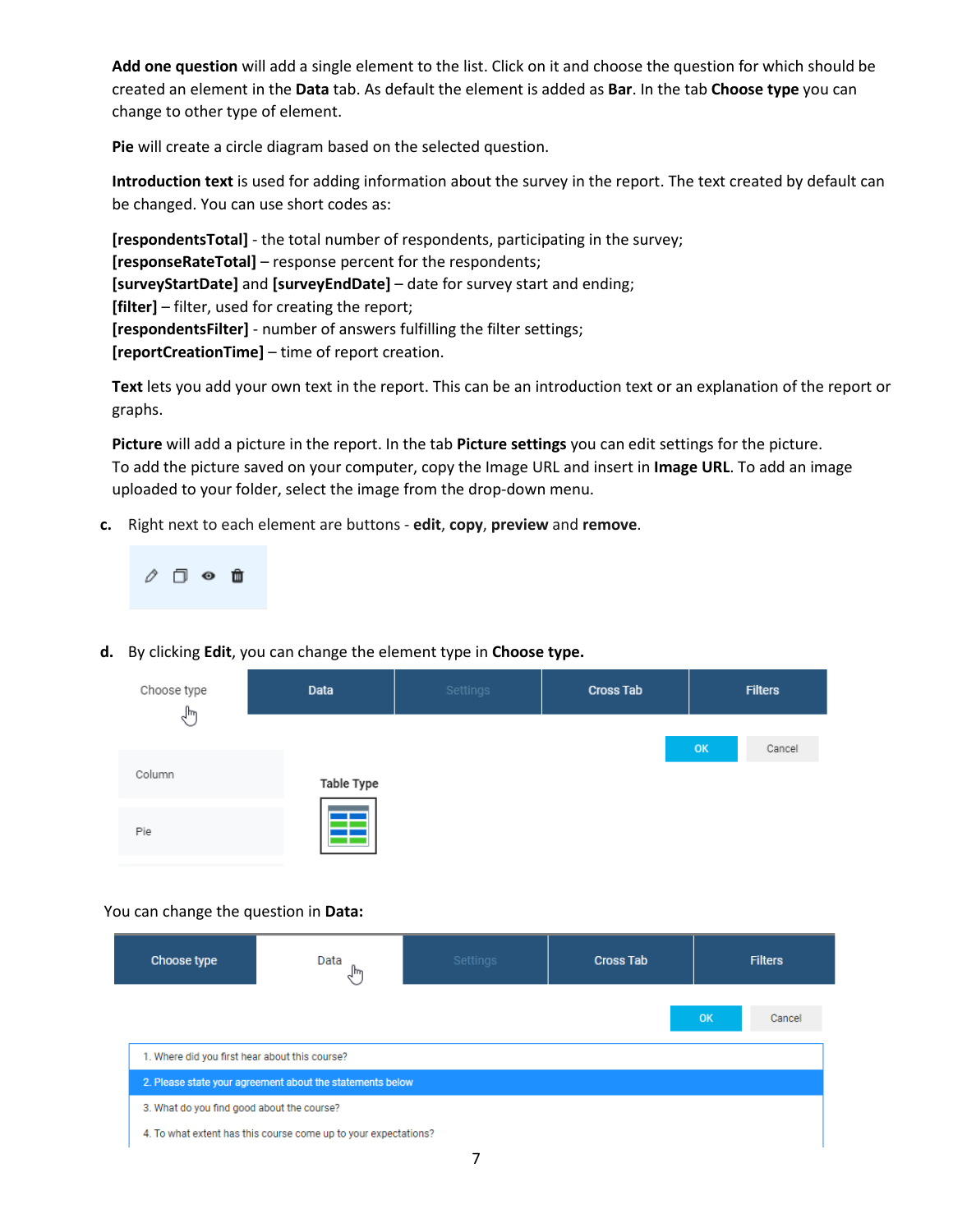**Add one question** will add a single element to the list. Click on it and choose the question for which should be created an element in the **Data** tab. As default the element is added as **Bar**. In the tab **Choose type** you can change to other type of element.

**Pie** will create a circle diagram based on the selected question.

**Introduction text** is used for adding information about the survey in the report. The text created by default can be changed. You can use short codes as:

**[respondentsTotal]** - the total number of respondents, participating in the survey;
**[responseRateTotal]** – response percent for the respondents;
**[surveyStartDate]** and **[surveyEndDate]** – date for survey start and ending;
**[filter]** – filter, used for creating the report;
**[respondentsFilter]** - number of answers fulfilling the filter settings;
**[reportCreationTime]** – time of report creation.

**Text** lets you add your own text in the report. This can be an introduction text or an explanation of the report or graphs.

**Picture** will add a picture in the report. In the tab **Picture settings** you can edit settings for the picture. To add the picture saved on your computer, copy the Image URL and insert in **Image URL**. To add an image uploaded to your folder, select the image from the drop-down menu.

c. Right next to each element are buttons - **edit**, **copy**, **preview** and **remove**.

d. By clicking **Edit**, you can change the element type in **Choose type.**

You can change the question in **Data:**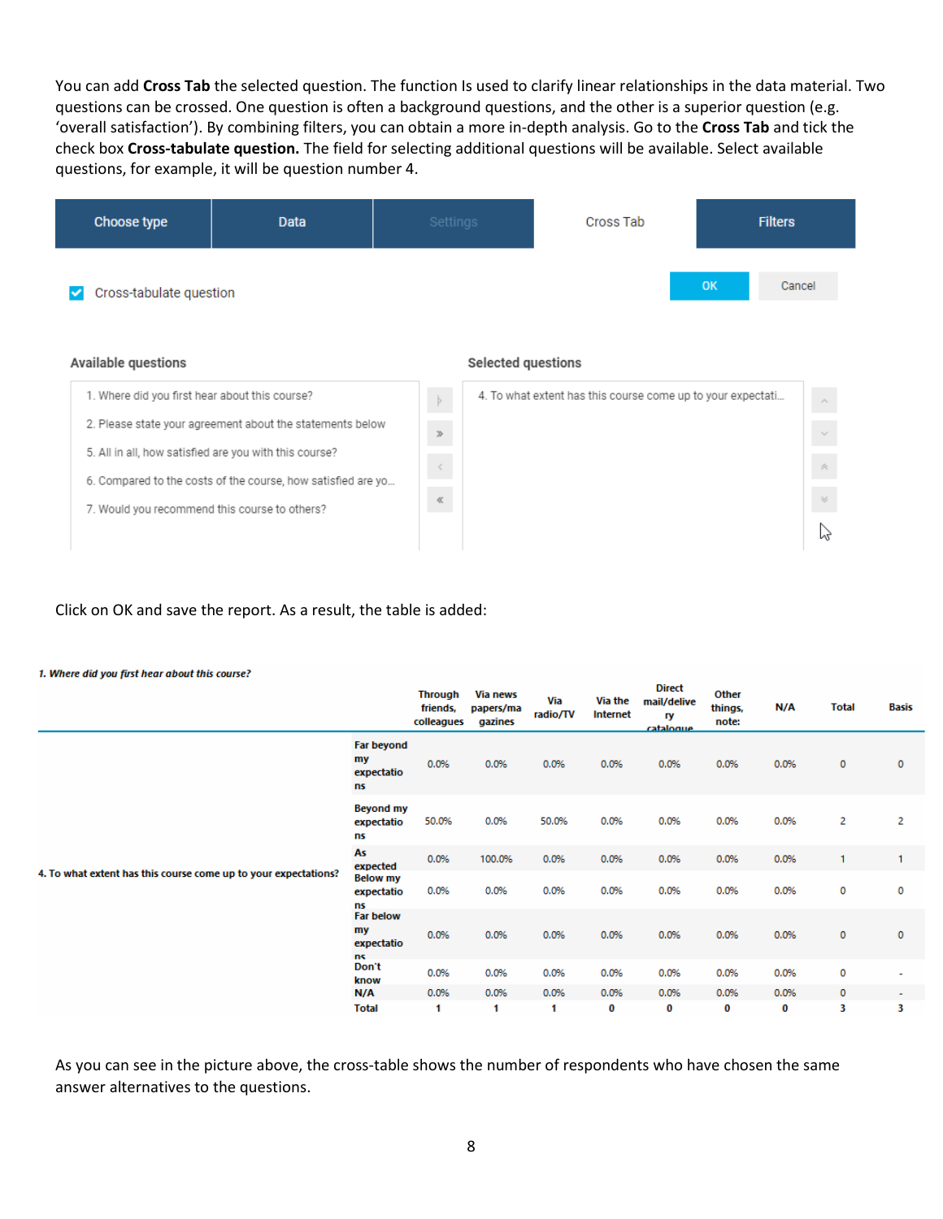You can add **Cross Tab** the selected question. The function Is used to clarify linear relationships in the data material. Two questions can be crossed. One question is often a background questions, and the other is a superior question (e.g. 'overall satisfaction'). By combining filters, you can obtain a more in-depth analysis. Go to the **Cross Tab** and tick the check box **Cross-tabulate question.** The field for selecting additional questions will be available. Select available questions, for example, it will be question number 4.

Choose type | Data | Settings | Cross Tab | Filters

☑ Cross-tabulate question

OK | Cancel

**Available questions**

1. Where did you first hear about this course?
2. Please state your agreement about the statements below
5. All in all, how satisfied are you with this course?
6. Compared to the costs of the course, how satisfied are yo...
7. Would you recommend this course to others?

**Selected questions**

4. To what extent has this course come up to your expectati...

Click on OK and save the report. As a result, the table is added:

***1. Where did you first hear about this course?***

| | | Through friends, colleagues | Via news papers/magazines | Via radio/TV | Via the Internet | Direct mail/delivery catalogue | Other things, note: | N/A | Total | Basis |
|---|---|---|---|---|---|---|---|---|---|---|
| **4. To what extent has this course come up to your expectations?** | **Far beyond my expectations** | 0.0% | 0.0% | 0.0% | 0.0% | 0.0% | 0.0% | 0.0% | 0 | 0 |
| | **Beyond my expectations** | 50.0% | 0.0% | 50.0% | 0.0% | 0.0% | 0.0% | 0.0% | 2 | 2 |
| | **As expected** | 0.0% | 100.0% | 0.0% | 0.0% | 0.0% | 0.0% | 0.0% | 1 | 1 |
| | **Below my expectations** | 0.0% | 0.0% | 0.0% | 0.0% | 0.0% | 0.0% | 0.0% | 0 | 0 |
| | **Far below my expectations** | 0.0% | 0.0% | 0.0% | 0.0% | 0.0% | 0.0% | 0.0% | 0 | 0 |
| | **Don't know** | 0.0% | 0.0% | 0.0% | 0.0% | 0.0% | 0.0% | 0.0% | 0 | - |
| | **N/A** | 0.0% | 0.0% | 0.0% | 0.0% | 0.0% | 0.0% | 0.0% | 0 | - |
| | **Total** | **1** | **1** | **1** | **0** | **0** | **0** | **0** | **3** | **3** |

As you can see in the picture above, the cross-table shows the number of respondents who have chosen the same answer alternatives to the questions.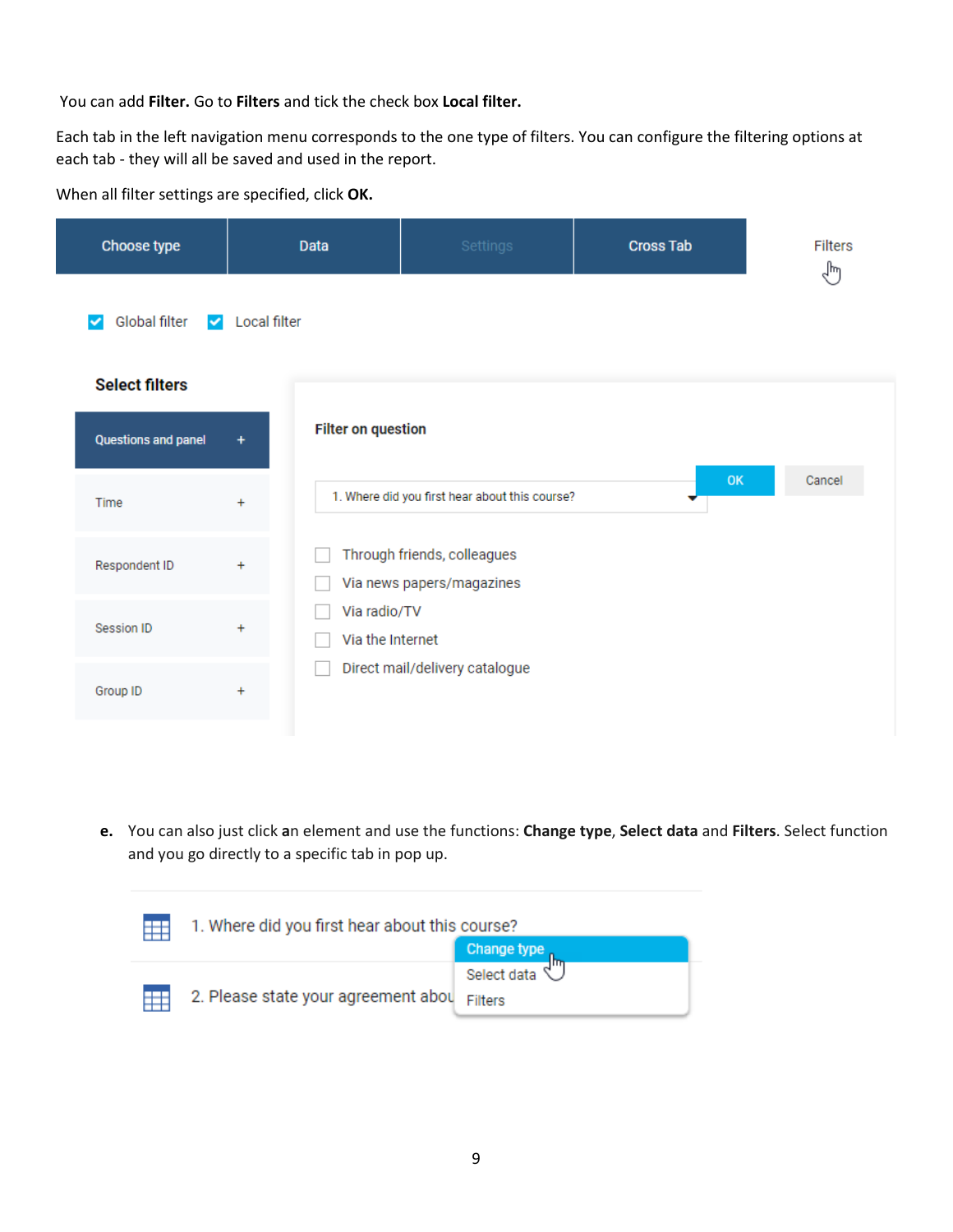You can add **Filter.** Go to **Filters** and tick the check box **Local filter.**

Each tab in the left navigation menu corresponds to the one type of filters. You can configure the filtering options at each tab - they will all be saved and used in the report.

When all filter settings are specified, click **OK.**

Choose type | Data | Settings | Cross Tab | Filters

Global filter   Local filter

**Select filters**

- Questions and panel +
- Time +
- Respondent ID +
- Session ID +
- Group ID +

**Filter on question**

1. Where did you first hear about this course?

OK   Cancel

- Through friends, colleagues
- Via news papers/magazines
- Via radio/TV
- Via the Internet
- Direct mail/delivery catalogue

**e.** You can also just click **a**n element and use the functions: **Change type**, **Select data** and **Filters**. Select function and you go directly to a specific tab in pop up.

1. Where did you first hear about this course?

2. Please state your agreement abou

- Change type
- Select data
- Filters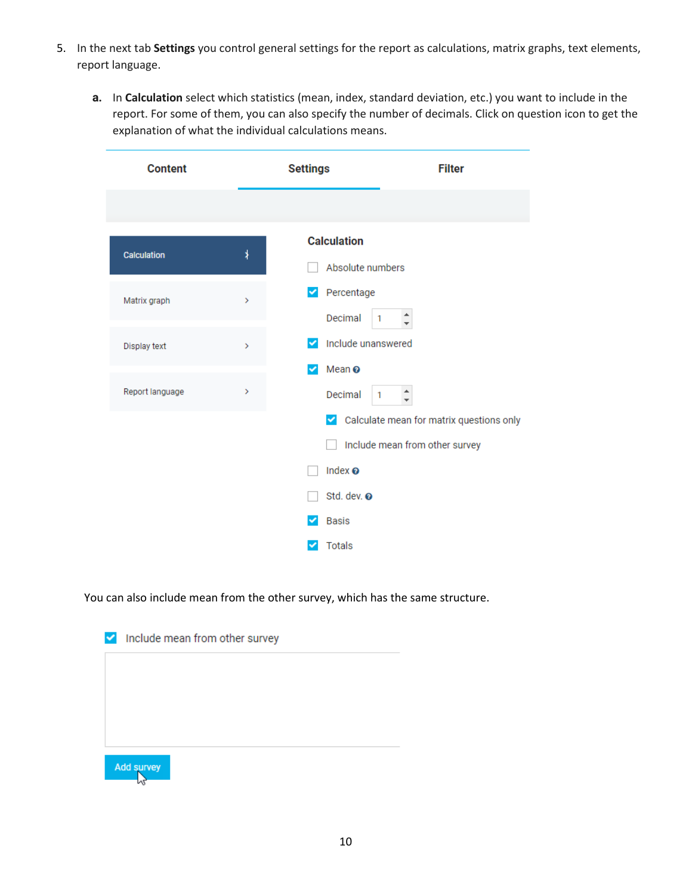5. In the next tab **Settings** you control general settings for the report as calculations, matrix graphs, text elements, report language.

   a. In **Calculation** select which statistics (mean, index, standard deviation, etc.) you want to include in the report. For some of them, you can also specify the number of decimals. Click on question icon to get the explanation of what the individual calculations means.

Content | Settings | Filter

- Calculation
- Matrix graph
- Display text
- Report language

**Calculation**

- [ ] Absolute numbers
- [x] Percentage
  - Decimal 1
- [x] Include unanswered
- [x] Mean
  - Decimal 1
  - [x] Calculate mean for matrix questions only
  - [ ] Include mean from other survey
- [ ] Index
- [ ] Std. dev.
- [x] Basis
- [x] Totals

You can also include mean from the other survey, which has the same structure.

- [x] Include mean from other survey

Add survey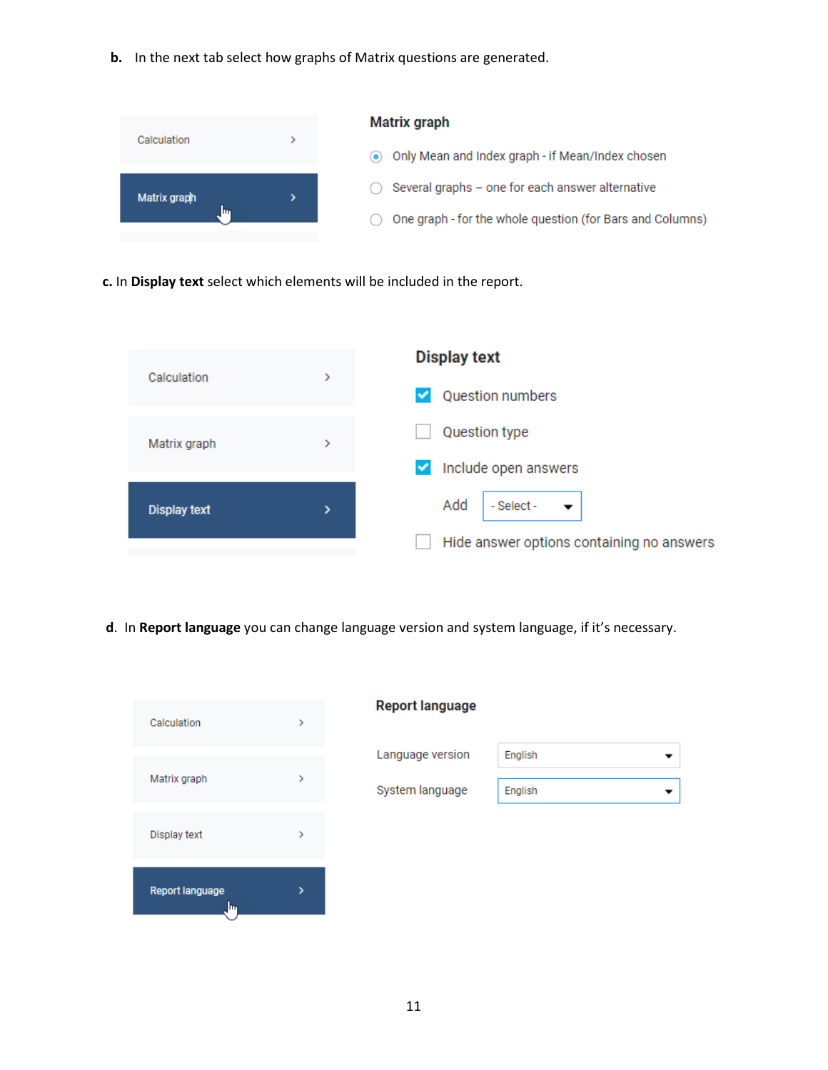**b.** In the next tab select how graphs of Matrix questions are generated.

Calculation >

Matrix graph >

**Matrix graph**

- Only Mean and Index graph - if Mean/Index chosen
- Several graphs – one for each answer alternative
- One graph - for the whole question (for Bars and Columns)

**c.** In **Display text** select which elements will be included in the report.

Calculation >

Matrix graph >

Display text >

**Display text**

- [x] Question numbers
- [ ] Question type
- [x] Include open answers

Add - Select -

- [ ] Hide answer options containing no answers

**d**. In **Report language** you can change language version and system language, if it's necessary.

Calculation >

Matrix graph >

Display text >

Report language >

**Report language**

Language version English

System language English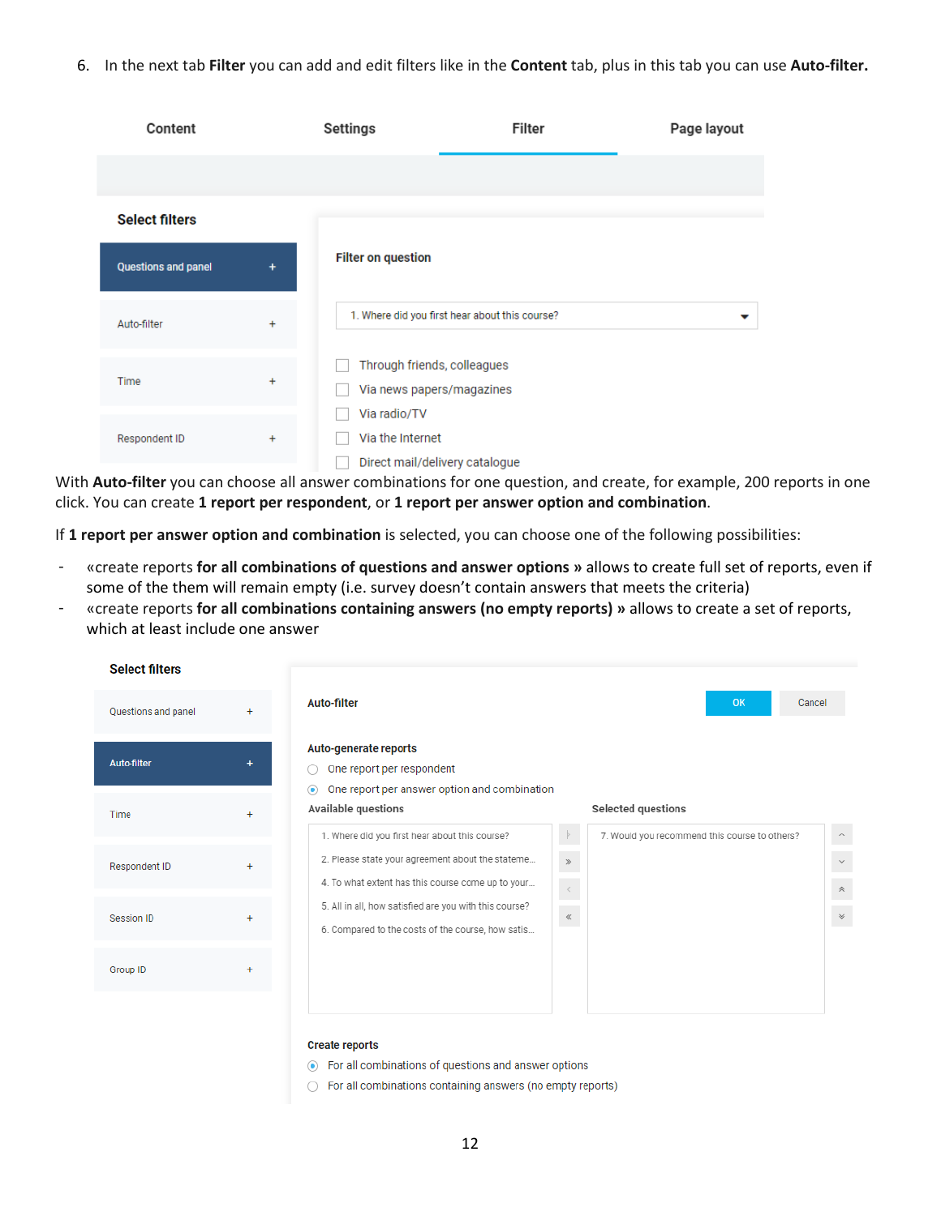6. In the next tab **Filter** you can add and edit filters like in the **Content** tab, plus in this tab you can use **Auto-filter.**

Content | Settings | Filter | Page layout

**Select filters**

- Questions and panel +
- Auto-filter +
- Time +
- Respondent ID +

**Filter on question**

1. Where did you first hear about this course?

- [ ] Through friends, colleagues
- [ ] Via news papers/magazines
- [ ] Via radio/TV
- [ ] Via the Internet
- [ ] Direct mail/delivery catalogue

With **Auto-filter** you can choose all answer combinations for one question, and create, for example, 200 reports in one click. You can create **1 report per respondent**, or **1 report per answer option and combination**.

If **1 report per answer option and combination** is selected, you can choose one of the following possibilities:

- «create reports **for all combinations of questions and answer options »** allows to create full set of reports, even if some of the them will remain empty (i.e. survey doesn't contain answers that meets the criteria)
- «create reports **for all combinations containing answers (no empty reports) »** allows to create a set of reports, which at least include one answer

**Select filters**

- Questions and panel +
- Auto-filter +
- Time +
- Respondent ID +
- Session ID +
- Group ID +

**Auto-filter** — OK | Cancel

**Auto-generate reports**

- ○ One report per respondent
- ◉ One report per answer option and combination

**Available questions**

1. Where did you first hear about this course?
2. Please state your agreement about the stateme...
4. To what extent has this course come up to your...
5. All in all, how satisfied are you with this course?
6. Compared to the costs of the course, how satis...

**Selected questions**

7. Would you recommend this course to others?

**Create reports**

- ◉ For all combinations of questions and answer options
- ○ For all combinations containing answers (no empty reports)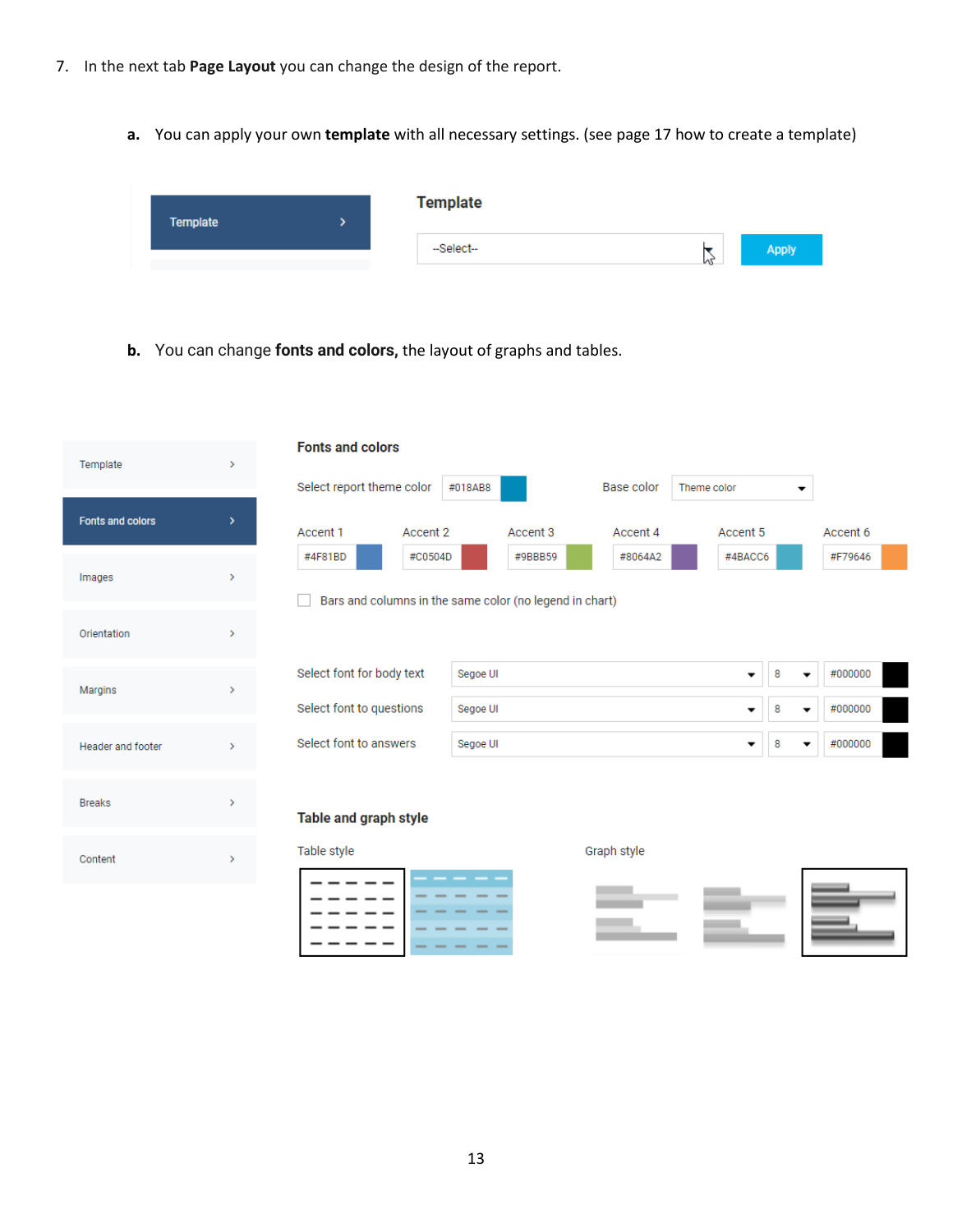7. In the next tab **Page Layout** you can change the design of the report.

   **a.** You can apply your own **template** with all necessary settings. (see page 17 how to create a template)

   Template

   Template

   --Select--

   Apply

   **b.** You can change **fonts and colors,** the layout of graphs and tables.

Template

Fonts and colors

Images

Orientation

Margins

Header and footer

Breaks

Content

**Fonts and colors**

Select report theme color #018AB8

Base color Theme color

| Accent 1 | Accent 2 | Accent 3 | Accent 4 | Accent 5 | Accent 6 |
|---|---|---|---|---|---|
| #4F81BD | #C0504D | #9BBB59 | #8064A2 | #4BACC6 | #F79646 |

Bars and columns in the same color (no legend in chart)

| | | | |
|---|---|---|---|
| Select font for body text | Segoe UI | 8 | #000000 |
| Select font to questions | Segoe UI | 8 | #000000 |
| Select font to answers | Segoe UI | 8 | #000000 |

**Table and graph style**

Table style

Graph style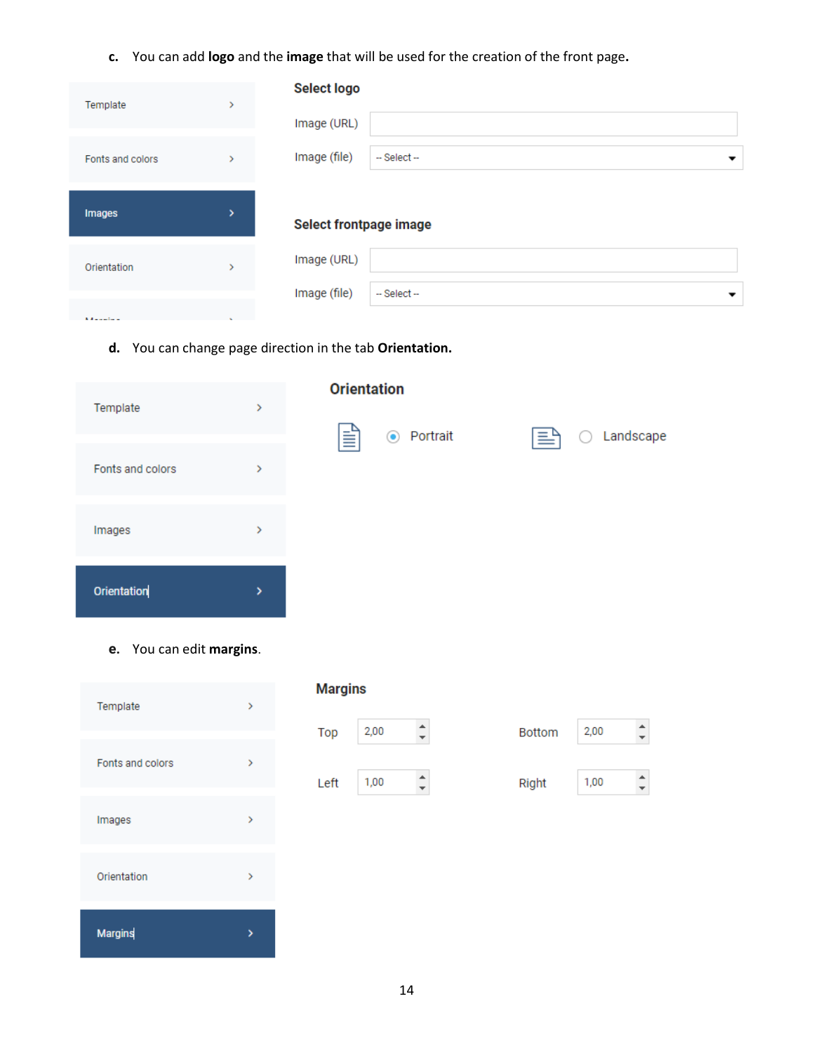c. You can add **logo** and the **image** that will be used for the creation of the front page**.**

Template >

Fonts and colors >

Images >

Orientation >

**Select logo**

Image (URL)

Image (file) -- Select --

**Select frontpage image**

Image (URL)

Image (file) -- Select --

d. You can change page direction in the tab **Orientation.**

Template >

Fonts and colors >

Images >

Orientation >

**Orientation**

Portrait    Landscape

e. You can edit **margins**.

Template >

Fonts and colors >

Images >

Orientation >

Margins >

**Margins**

| Top | 2,00 | Bottom | 2,00 |
|---|---|---|---|
| Left | 1,00 | Right | 1,00 |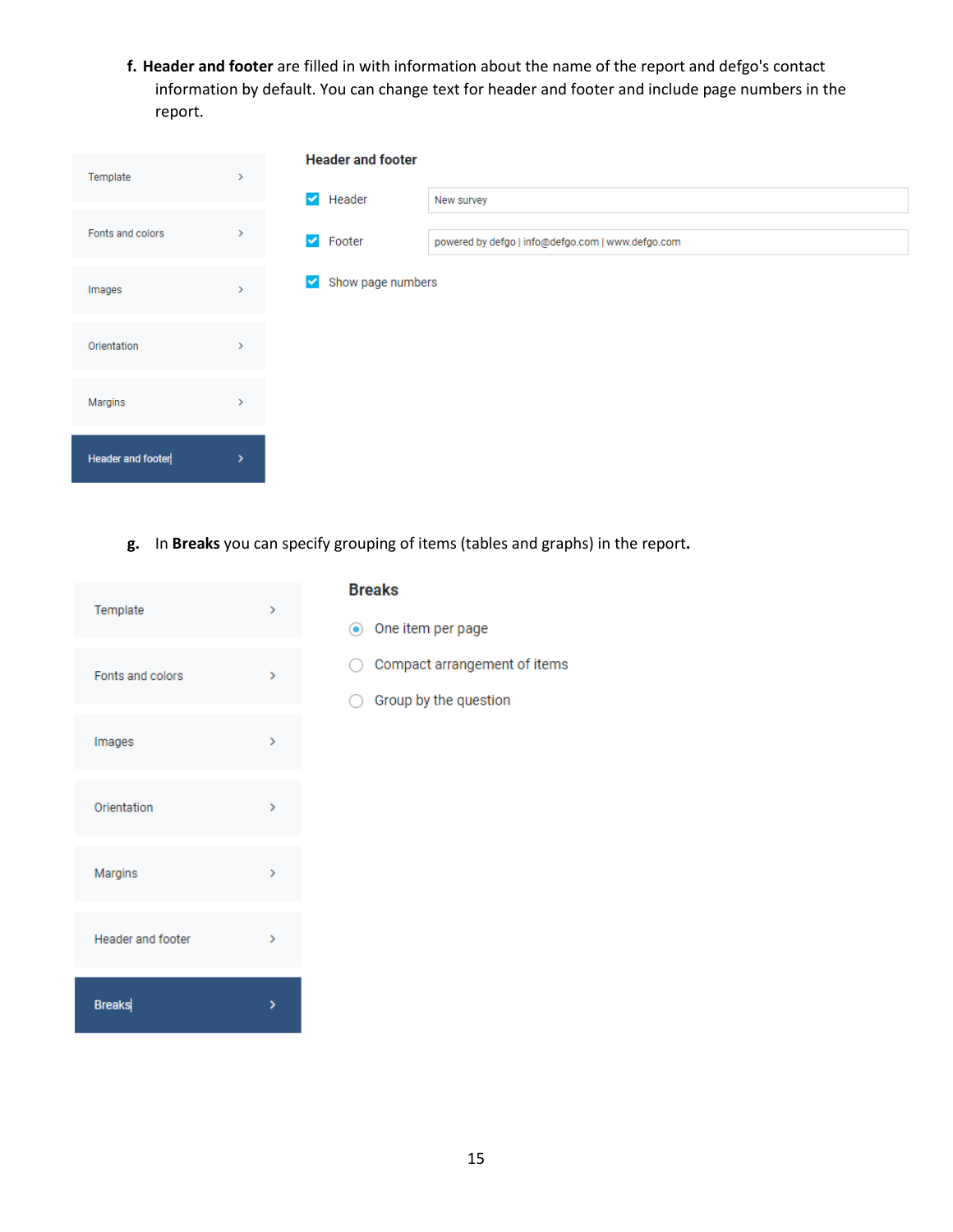f. **Header and footer** are filled in with information about the name of the report and defgo's contact information by default. You can change text for header and footer and include page numbers in the report.

Template

Fonts and colors

Images

Orientation

Margins

Header and footer

**Header and footer**

- [x] Header — New survey
- [x] Footer — powered by defgo | info@defgo.com | www.defgo.com
- [x] Show page numbers

g. In **Breaks** you can specify grouping of items (tables and graphs) in the report.

Template

Fonts and colors

Images

Orientation

Margins

Header and footer

Breaks

**Breaks**

- (•) One item per page
- ( ) Compact arrangement of items
- ( ) Group by the question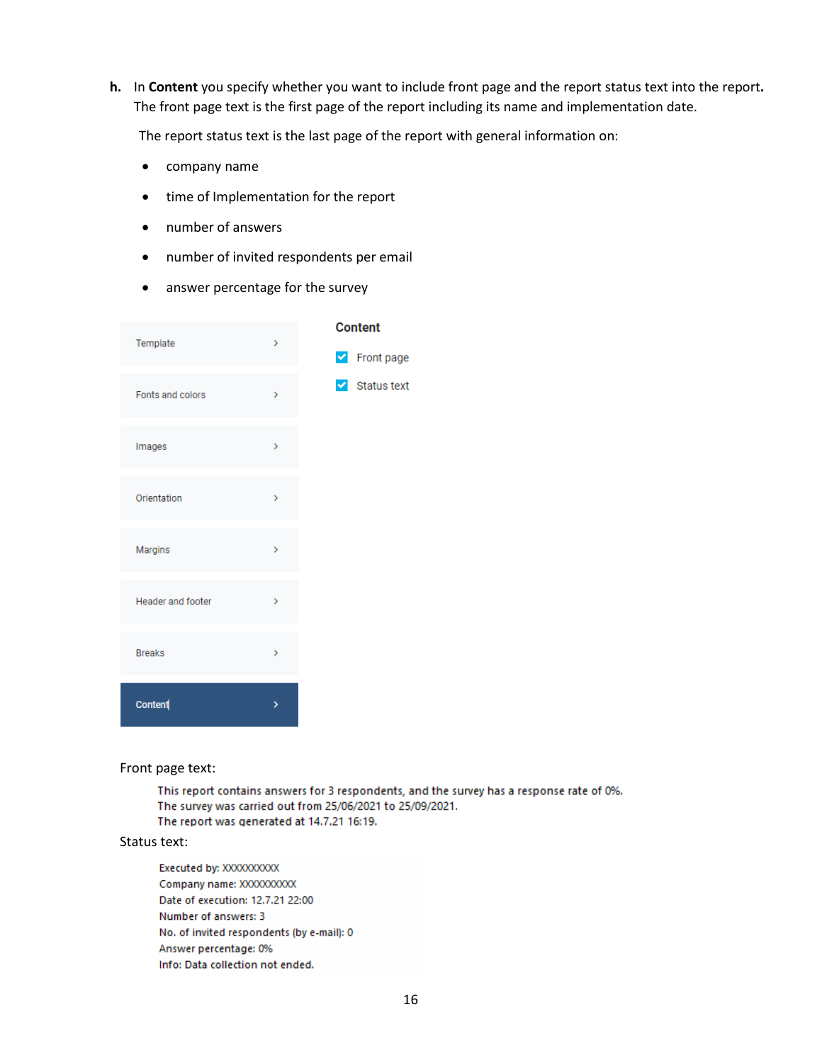**h.** In **Content** you specify whether you want to include front page and the report status text into the report**.** The front page text is the first page of the report including its name and implementation date.

The report status text is the last page of the report with general information on:

- company name
- time of Implementation for the report
- number of answers
- number of invited respondents per email
- answer percentage for the survey

Template >

Fonts and colors >

Images >

Orientation >

Margins >

Header and footer >

Breaks >

Content >

**Content**

☑ Front page

☑ Status text

Front page text:

This report contains answers for 3 respondents, and the survey has a response rate of 0%.
The survey was carried out from 25/06/2021 to 25/09/2021.
The report was generated at 14.7.21 16:19.

Status text:

Executed by: XXXXXXXXXX
Company name: XXXXXXXXXX
Date of execution: 12.7.21 22:00
Number of answers: 3
No. of invited respondents (by e-mail): 0
Answer percentage: 0%
Info: Data collection not ended.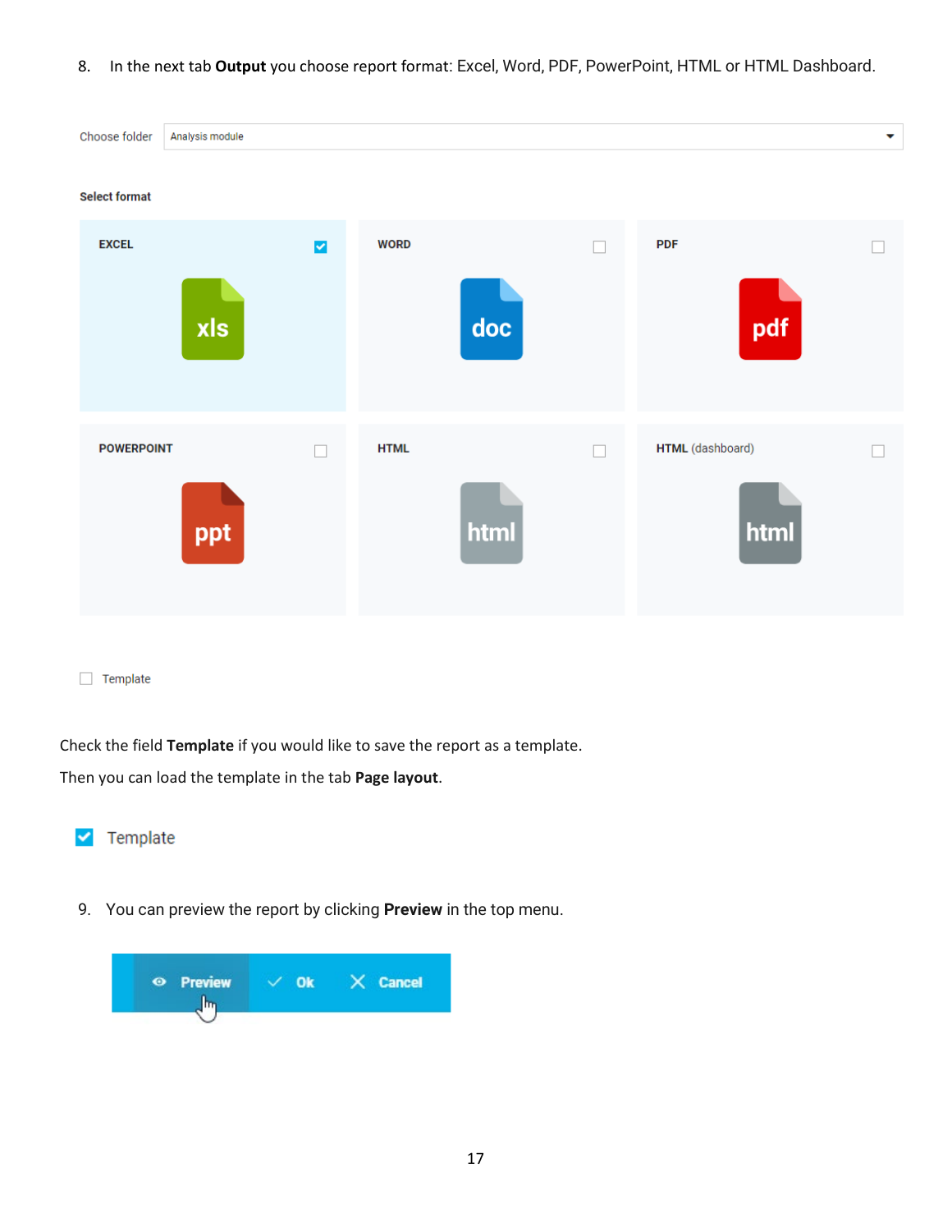8. In the next tab **Output** you choose report format: Excel, Word, PDF, PowerPoint, HTML or HTML Dashboard.

Choose folder Analysis module

**Select format**

EXCEL | WORD | PDF

POWERPOINT | HTML | HTML (dashboard)

Template

Check the field **Template** if you would like to save the report as a template.

Then you can load the template in the tab **Page layout**.

Template

9. You can preview the report by clicking **Preview** in the top menu.

Preview Ok Cancel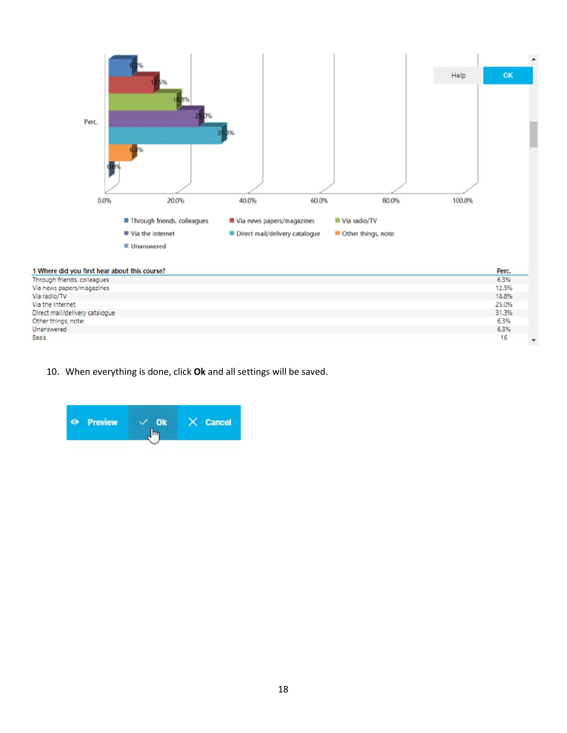Help OK

Perc.

0.0% 20.0% 40.0% 60.0% 80.0% 100.0%

Through friends, colleagues | Via news papers/magazines | Via radio/TV | Via the Internet | Direct mail/delivery catalogue | Other things, note: | Unanswered

| 1 Where did you first hear about this course? | Perc. |
|---|---|
| Through friends, colleagues | 6.3% |
| Via news papers/magazines | 12.5% |
| Via radio/TV | 18.8% |
| Via the Internet | 25.0% |
| Direct mail/delivery catalogue | 31.3% |
| Other things, note: | 6.3% |
| Unanswered | 6.3% |
| Basis | 16 |

10. When everything is done, click **Ok** and all settings will be saved.

Preview | Ok | Cancel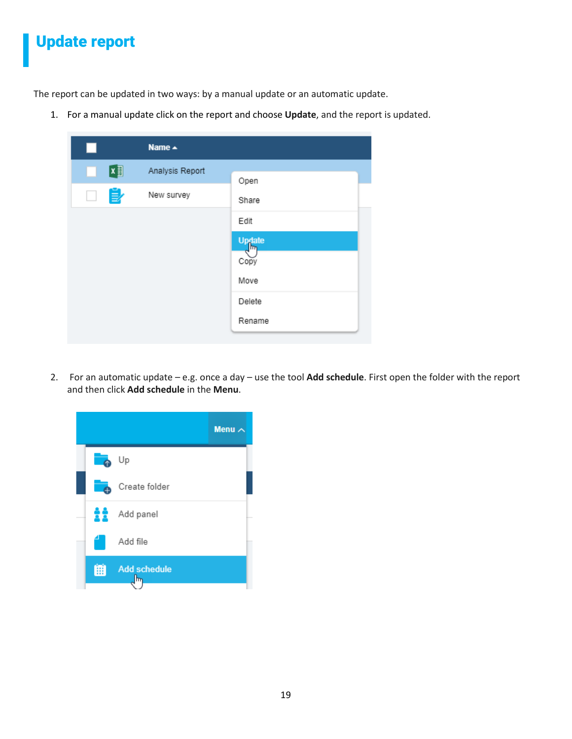# Update report

The report can be updated in two ways: by a manual update or an automatic update.

1. For a manual update click on the report and choose **Update**, and the report is updated.

2. For an automatic update – e.g. once a day – use the tool **Add schedule**. First open the folder with the report and then click **Add schedule** in the **Menu**.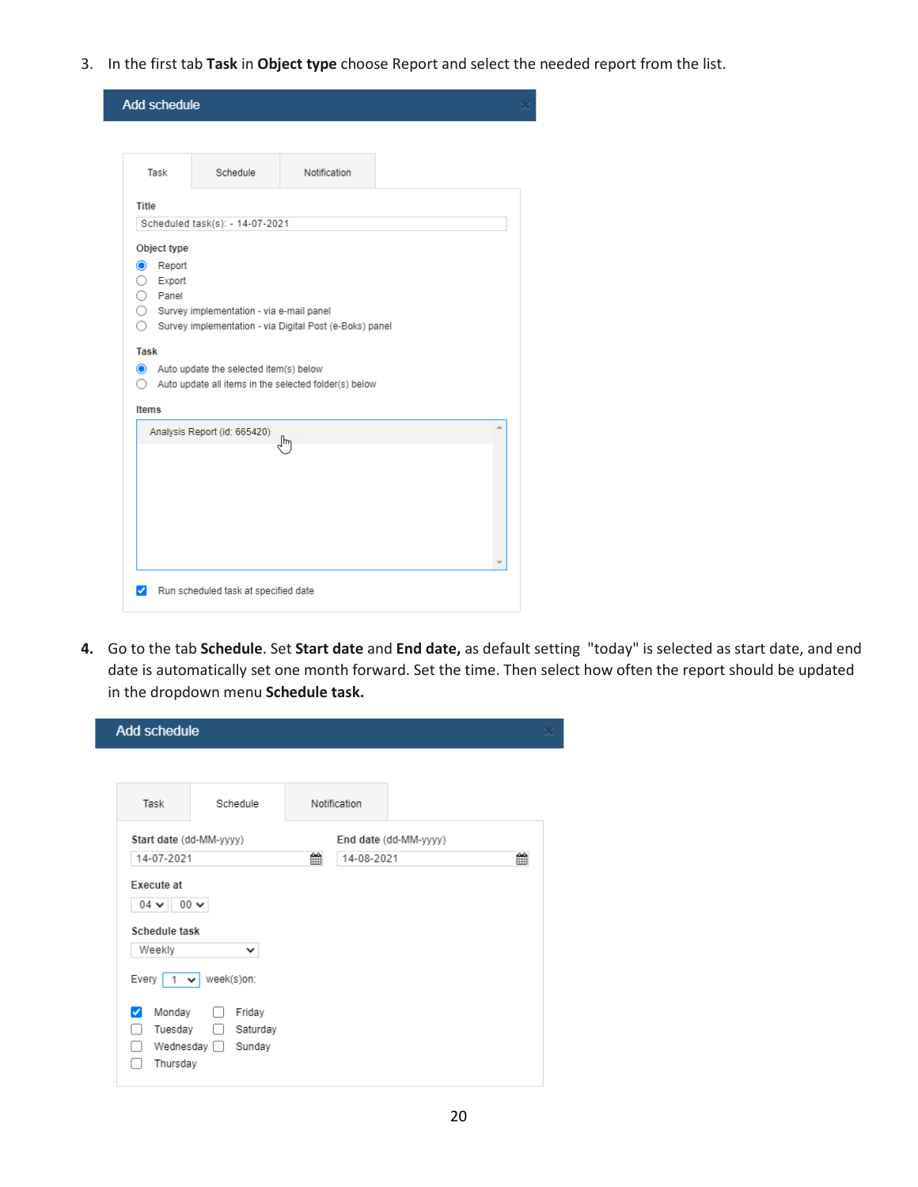3. In the first tab **Task** in **Object type** choose Report and select the needed report from the list.

Add schedule

Task | Schedule | Notification

Title
Scheduled task(s): - 14-07-2021

Object type
- (•) Report
- ( ) Export
- ( ) Panel
- ( ) Survey implementation - via e-mail panel
- ( ) Survey implementation - via Digital Post (e-Boks) panel

Task
- (•) Auto update the selected item(s) below
- ( ) Auto update all items in the selected folder(s) below

Items
Analysis Report (id: 665420)

[x] Run scheduled task at specified date

4. Go to the tab **Schedule**. Set **Start date** and **End date,** as default setting "today" is selected as start date, and end date is automatically set one month forward. Set the time. Then select how often the report should be updated in the dropdown menu **Schedule task.**

Add schedule

Task | Schedule | Notification

Start date (dd-MM-yyyy): 14-07-2021
End date (dd-MM-yyyy): 14-08-2021

Execute at: 04 : 00

Schedule task: Weekly

Every 1 week(s)on:

- [x] Monday
- [ ] Tuesday
- [ ] Wednesday
- [ ] Thursday
- [ ] Friday
- [ ] Saturday
- [ ] Sunday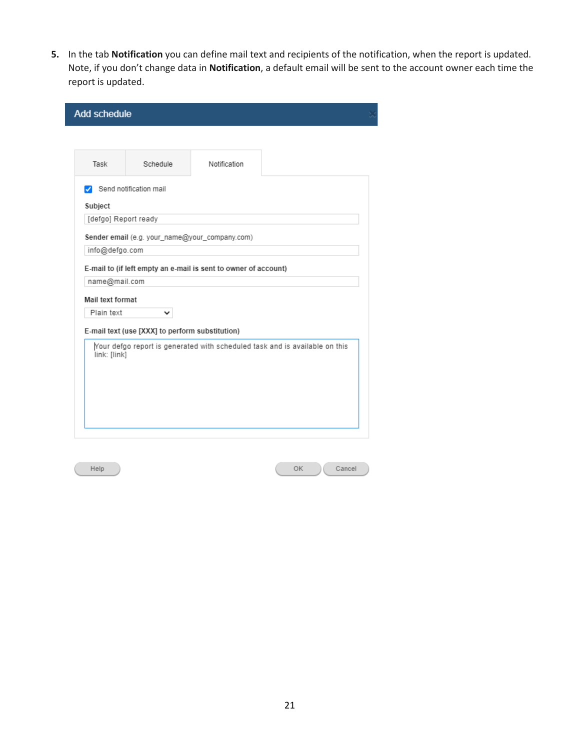5. In the tab **Notification** you can define mail text and recipients of the notification, when the report is updated. Note, if you don't change data in **Notification**, a default email will be sent to the account owner each time the report is updated.

**Add schedule**

Task | Schedule | Notification

☑ Send notification mail

**Subject**

[defgo] Report ready

**Sender email** (e.g. your_name@your_company.com)

info@defgo.com

**E-mail to (if left empty an e-mail is sent to owner of account)**

name@mail.com

**Mail text format**

Plain text

**E-mail text (use [XXX] to perform substitution)**

Your defgo report is generated with scheduled task and is available on this link: [link]

Help | OK | Cancel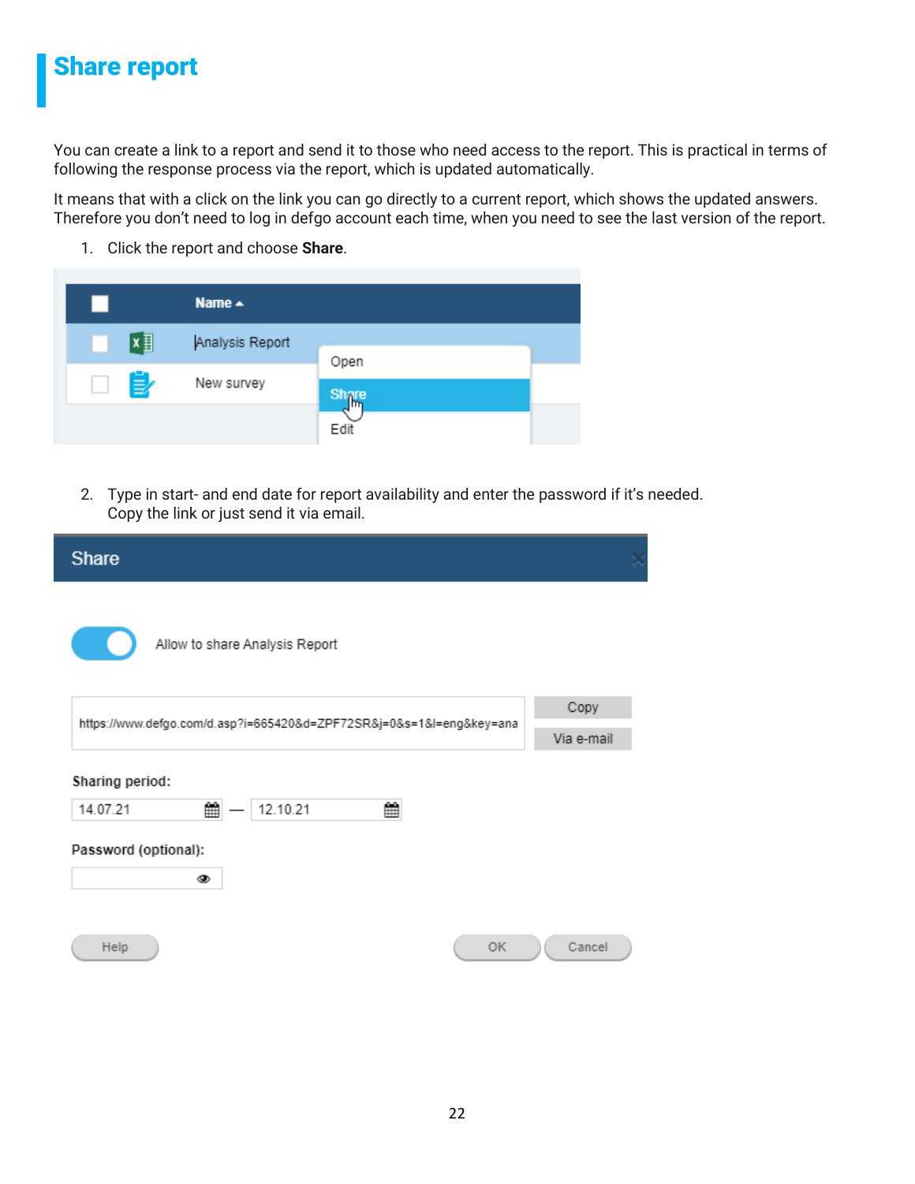# Share report

You can create a link to a report and send it to those who need access to the report. This is practical in terms of following the response process via the report, which is updated automatically.

It means that with a click on the link you can go directly to a current report, which shows the updated answers. Therefore you don't need to log in defgo account each time, when you need to see the last version of the report.

1. Click the report and choose **Share**.

2. Type in start- and end date for report availability and enter the password if it's needed. Copy the link or just send it via email.